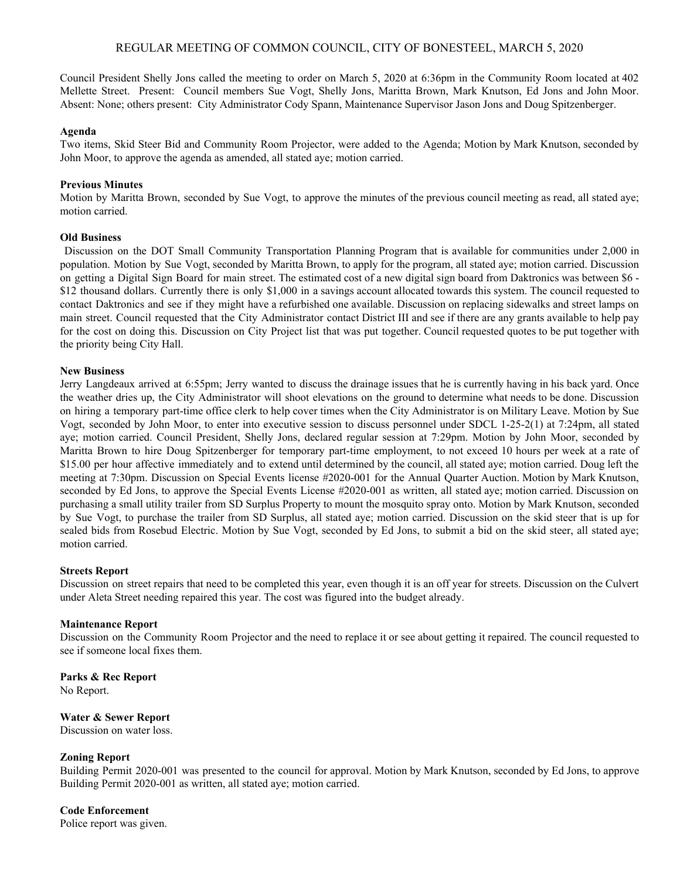# REGULAR MEETING OF COMMON COUNCIL, CITY OF BONESTEEL, MARCH 5, 2020

Council President Shelly Jons called the meeting to order on March 5, 2020 at 6:36pm in the Community Room located at 402 Mellette Street. Present: Council members Sue Vogt, Shelly Jons, Maritta Brown, Mark Knutson, Ed Jons and John Moor. Absent: None; others present: City Administrator Cody Spann, Maintenance Supervisor Jason Jons and Doug Spitzenberger.

**Agenda**

Two items, Skid Steer Bid and Community Room Projector, were added to the Agenda; Motion by Mark Knutson, seconded by John Moor, to approve the agenda as amended, all stated aye; motion carried.

**Previous Minutes**

Motion by Maritta Brown, seconded by Sue Vogt, to approve the minutes of the previous council meeting as read, all stated aye; motion carried.

**Old Business**

Discussion on the DOT Small Community Transportation Planning Program that is available for communities under 2,000 in population. Motion by Sue Vogt, seconded by Maritta Brown, to apply for the program, all stated aye; motion carried. Discussion on getting a Digital Sign Board for main street. The estimated cost of a new digital sign board from Daktronics was between $6 - $12 thousand dollars. Currently there is only $1,000 in a savings account allocated towards this system. The council requested to contact Daktronics and see if they might have a refurbished one available. Discussion on replacing sidewalks and street lamps on main street. Council requested that the City Administrator contact District III and see if there are any grants available to help pay for the cost on doing this. Discussion on City Project list that was put together. Council requested quotes to be put together with the priority being City Hall.

**New Business**

Jerry Langdeaux arrived at 6:55pm; Jerry wanted to discuss the drainage issues that he is currently having in his back yard. Once the weather dries up, the City Administrator will shoot elevations on the ground to determine what needs to be done. Discussion on hiring a temporary part-time office clerk to help cover times when the City Administrator is on Military Leave. Motion by Sue Vogt, seconded by John Moor, to enter into executive session to discuss personnel under SDCL 1-25-2(1) at 7:24pm, all stated aye; motion carried. Council President, Shelly Jons, declared regular session at 7:29pm. Motion by John Moor, seconded by Maritta Brown to hire Doug Spitzenberger for temporary part-time employment, to not exceed 10 hours per week at a rate of $15.00 per hour affective immediately and to extend until determined by the council, all stated aye; motion carried. Doug left the meeting at 7:30pm. Discussion on Special Events license #2020-001 for the Annual Quarter Auction. Motion by Mark Knutson, seconded by Ed Jons, to approve the Special Events License #2020-001 as written, all stated aye; motion carried. Discussion on purchasing a small utility trailer from SD Surplus Property to mount the mosquito spray onto. Motion by Mark Knutson, seconded by Sue Vogt, to purchase the trailer from SD Surplus, all stated aye; motion carried. Discussion on the skid steer that is up for sealed bids from Rosebud Electric. Motion by Sue Vogt, seconded by Ed Jons, to submit a bid on the skid steer, all stated aye; motion carried.

**Streets Report**

Discussion on street repairs that need to be completed this year, even though it is an off year for streets. Discussion on the Culvert under Aleta Street needing repaired this year. The cost was figured into the budget already.

**Maintenance Report**

Discussion on the Community Room Projector and the need to replace it or see about getting it repaired. The council requested to see if someone local fixes them.

**Parks & Rec Report**

No Report.

**Water & Sewer Report**

Discussion on water loss.

**Zoning Report**

Building Permit 2020-001 was presented to the council for approval. Motion by Mark Knutson, seconded by Ed Jons, to approve Building Permit 2020-001 as written, all stated aye; motion carried.

**Code Enforcement**

Police report was given.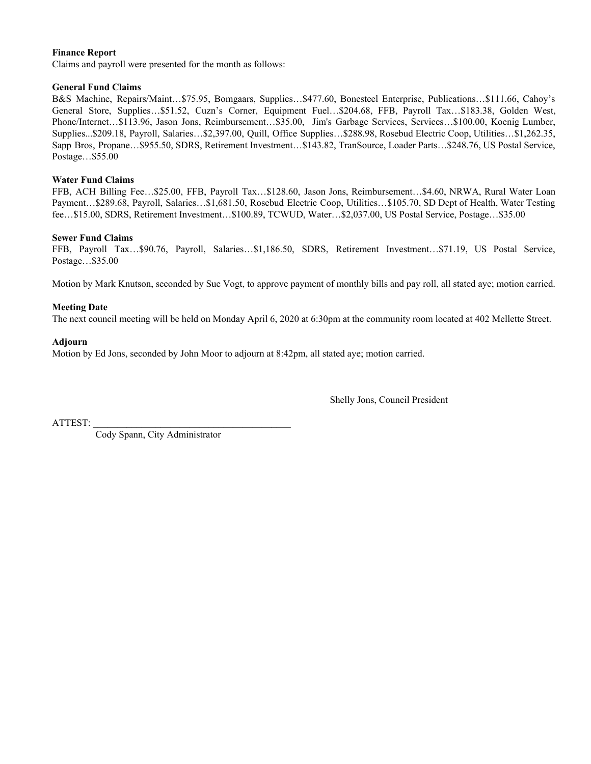**Finance Report**

Claims and payroll were presented for the month as follows:

**General Fund Claims**

B&S Machine, Repairs/Maint…$75.95, Bomgaars, Supplies…$477.60, Bonesteel Enterprise, Publications…$111.66, Cahoy's General Store, Supplies…$51.52, Cuzn's Corner, Equipment Fuel…$204.68, FFB, Payroll Tax…$183.38, Golden West, Phone/Internet…$113.96, Jason Jons, Reimbursement…$35.00, Jim's Garbage Services, Services…$100.00, Koenig Lumber, Supplies...$209.18, Payroll, Salaries…$2,397.00, Quill, Office Supplies…$288.98, Rosebud Electric Coop, Utilities…$1,262.35, Sapp Bros, Propane…$955.50, SDRS, Retirement Investment…$143.82, TranSource, Loader Parts…$248.76, US Postal Service, Postage…$55.00

**Water Fund Claims**

FFB, ACH Billing Fee…$25.00, FFB, Payroll Tax…$128.60, Jason Jons, Reimbursement…$4.60, NRWA, Rural Water Loan Payment…$289.68, Payroll, Salaries…$1,681.50, Rosebud Electric Coop, Utilities…$105.70, SD Dept of Health, Water Testing fee…$15.00, SDRS, Retirement Investment…$100.89, TCWUD, Water…$2,037.00, US Postal Service, Postage…$35.00

**Sewer Fund Claims**

FFB, Payroll Tax…$90.76, Payroll, Salaries…$1,186.50, SDRS, Retirement Investment…$71.19, US Postal Service, Postage…$35.00

Motion by Mark Knutson, seconded by Sue Vogt, to approve payment of monthly bills and pay roll, all stated aye; motion carried.

**Meeting Date**

The next council meeting will be held on Monday April 6, 2020 at 6:30pm at the community room located at 402 Mellette Street.

**Adjourn**

Motion by Ed Jons, seconded by John Moor to adjourn at 8:42pm, all stated aye; motion carried.

Shelly Jons, Council President

ATTEST: ___________________________________________

Cody Spann, City Administrator